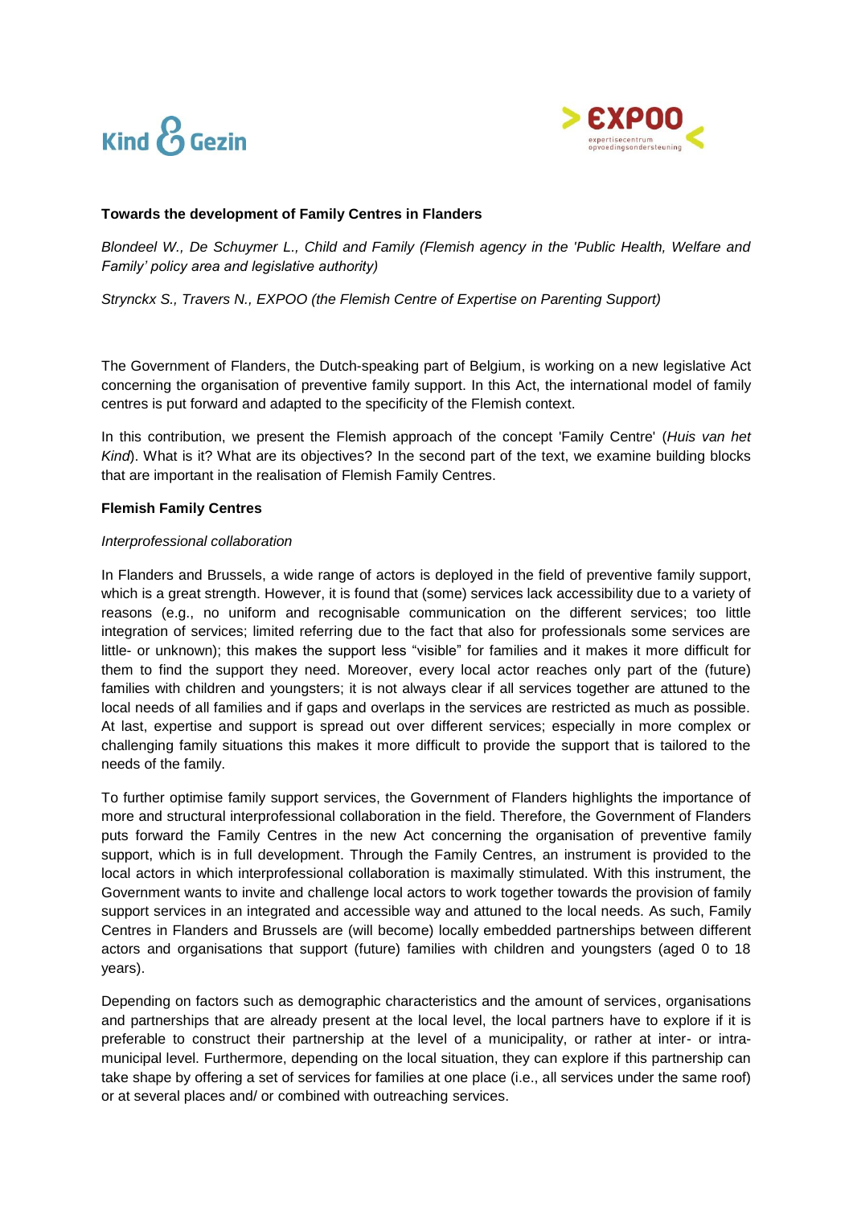**Towards the development of Family Centres in Flanders**

*Blondeel W., De Schuymer L., Child and Family (Flemish agency in the 'Public Health, Welfare and Family' policy area and legislative authority)*

*Strynckx S., Travers N., EXPOO (the Flemish Centre of Expertise on Parenting Support)*

The Government of Flanders, the Dutch-speaking part of Belgium, is working on a new legislative Act concerning the organisation of preventive family support. In this Act, the international model of family centres is put forward and adapted to the specificity of the Flemish context.

In this contribution, we present the Flemish approach of the concept 'Family Centre' (*Huis van het Kind*). What is it? What are its objectives? In the second part of the text, we examine building blocks that are important in the realisation of Flemish Family Centres.

**Flemish Family Centres**

*Interprofessional collaboration*

In Flanders and Brussels, a wide range of actors is deployed in the field of preventive family support, which is a great strength. However, it is found that (some) services lack accessibility due to a variety of reasons (e.g., no uniform and recognisable communication on the different services; too little integration of services; limited referring due to the fact that also for professionals some services are little- or unknown); this makes the support less "visible" for families and it makes it more difficult for them to find the support they need. Moreover, every local actor reaches only part of the (future) families with children and youngsters; it is not always clear if all services together are attuned to the local needs of all families and if gaps and overlaps in the services are restricted as much as possible. At last, expertise and support is spread out over different services; especially in more complex or challenging family situations this makes it more difficult to provide the support that is tailored to the needs of the family.

To further optimise family support services, the Government of Flanders highlights the importance of more and structural interprofessional collaboration in the field. Therefore, the Government of Flanders puts forward the Family Centres in the new Act concerning the organisation of preventive family support, which is in full development. Through the Family Centres, an instrument is provided to the local actors in which interprofessional collaboration is maximally stimulated. With this instrument, the Government wants to invite and challenge local actors to work together towards the provision of family support services in an integrated and accessible way and attuned to the local needs. As such, Family Centres in Flanders and Brussels are (will become) locally embedded partnerships between different actors and organisations that support (future) families with children and youngsters (aged 0 to 18 years).

Depending on factors such as demographic characteristics and the amount of services, organisations and partnerships that are already present at the local level, the local partners have to explore if it is preferable to construct their partnership at the level of a municipality, or rather at inter- or intra-municipal level. Furthermore, depending on the local situation, they can explore if this partnership can take shape by offering a set of services for families at one place (i.e., all services under the same roof) or at several places and/ or combined with outreaching services.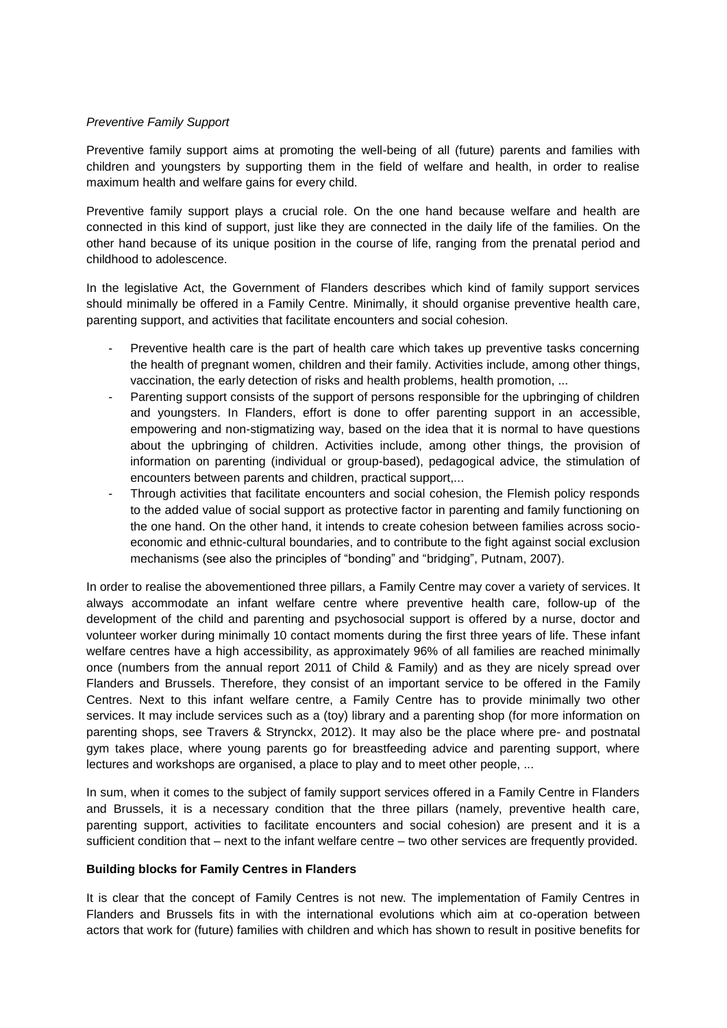*Preventive Family Support*

Preventive family support aims at promoting the well-being of all (future) parents and families with children and youngsters by supporting them in the field of welfare and health, in order to realise maximum health and welfare gains for every child.

Preventive family support plays a crucial role. On the one hand because welfare and health are connected in this kind of support, just like they are connected in the daily life of the families. On the other hand because of its unique position in the course of life, ranging from the prenatal period and childhood to adolescence.

In the legislative Act, the Government of Flanders describes which kind of family support services should minimally be offered in a Family Centre. Minimally, it should organise preventive health care, parenting support, and activities that facilitate encounters and social cohesion.

- Preventive health care is the part of health care which takes up preventive tasks concerning the health of pregnant women, children and their family. Activities include, among other things, vaccination, the early detection of risks and health problems, health promotion, ...
- Parenting support consists of the support of persons responsible for the upbringing of children and youngsters. In Flanders, effort is done to offer parenting support in an accessible, empowering and non-stigmatizing way, based on the idea that it is normal to have questions about the upbringing of children. Activities include, among other things, the provision of information on parenting (individual or group-based), pedagogical advice, the stimulation of encounters between parents and children, practical support,...
- Through activities that facilitate encounters and social cohesion, the Flemish policy responds to the added value of social support as protective factor in parenting and family functioning on the one hand. On the other hand, it intends to create cohesion between families across socio-economic and ethnic-cultural boundaries, and to contribute to the fight against social exclusion mechanisms (see also the principles of "bonding" and "bridging", Putnam, 2007).

In order to realise the abovementioned three pillars, a Family Centre may cover a variety of services. It always accommodate an infant welfare centre where preventive health care, follow-up of the development of the child and parenting and psychosocial support is offered by a nurse, doctor and volunteer worker during minimally 10 contact moments during the first three years of life. These infant welfare centres have a high accessibility, as approximately 96% of all families are reached minimally once (numbers from the annual report 2011 of Child & Family) and as they are nicely spread over Flanders and Brussels. Therefore, they consist of an important service to be offered in the Family Centres. Next to this infant welfare centre, a Family Centre has to provide minimally two other services. It may include services such as a (toy) library and a parenting shop (for more information on parenting shops, see Travers & Strynckx, 2012). It may also be the place where pre- and postnatal gym takes place, where young parents go for breastfeeding advice and parenting support, where lectures and workshops are organised, a place to play and to meet other people, ...

In sum, when it comes to the subject of family support services offered in a Family Centre in Flanders and Brussels, it is a necessary condition that the three pillars (namely, preventive health care, parenting support, activities to facilitate encounters and social cohesion) are present and it is a sufficient condition that – next to the infant welfare centre – two other services are frequently provided.

**Building blocks for Family Centres in Flanders**

It is clear that the concept of Family Centres is not new. The implementation of Family Centres in Flanders and Brussels fits in with the international evolutions which aim at co-operation between actors that work for (future) families with children and which has shown to result in positive benefits for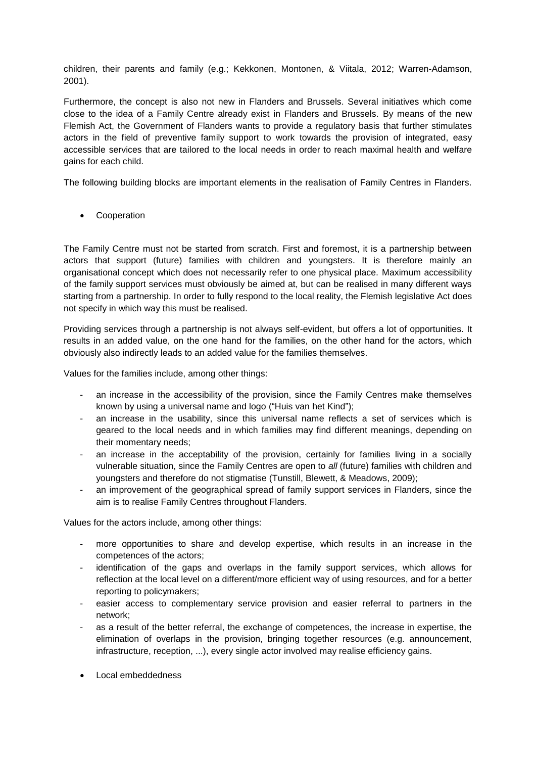children, their parents and family (e.g.; Kekkonen, Montonen, & Viitala, 2012; Warren-Adamson, 2001).

Furthermore, the concept is also not new in Flanders and Brussels. Several initiatives which come close to the idea of a Family Centre already exist in Flanders and Brussels. By means of the new Flemish Act, the Government of Flanders wants to provide a regulatory basis that further stimulates actors in the field of preventive family support to work towards the provision of integrated, easy accessible services that are tailored to the local needs in order to reach maximal health and welfare gains for each child.

The following building blocks are important elements in the realisation of Family Centres in Flanders.

- Cooperation

The Family Centre must not be started from scratch. First and foremost, it is a partnership between actors that support (future) families with children and youngsters. It is therefore mainly an organisational concept which does not necessarily refer to one physical place. Maximum accessibility of the family support services must obviously be aimed at, but can be realised in many different ways starting from a partnership. In order to fully respond to the local reality, the Flemish legislative Act does not specify in which way this must be realised.

Providing services through a partnership is not always self-evident, but offers a lot of opportunities. It results in an added value, on the one hand for the families, on the other hand for the actors, which obviously also indirectly leads to an added value for the families themselves.

Values for the families include, among other things:

- an increase in the accessibility of the provision, since the Family Centres make themselves known by using a universal name and logo ("Huis van het Kind");
- an increase in the usability, since this universal name reflects a set of services which is geared to the local needs and in which families may find different meanings, depending on their momentary needs;
- an increase in the acceptability of the provision, certainly for families living in a socially vulnerable situation, since the Family Centres are open to *all* (future) families with children and youngsters and therefore do not stigmatise (Tunstill, Blewett, & Meadows, 2009);
- an improvement of the geographical spread of family support services in Flanders, since the aim is to realise Family Centres throughout Flanders.

Values for the actors include, among other things:

- more opportunities to share and develop expertise, which results in an increase in the competences of the actors;
- identification of the gaps and overlaps in the family support services, which allows for reflection at the local level on a different/more efficient way of using resources, and for a better reporting to policymakers;
- easier access to complementary service provision and easier referral to partners in the network;
- as a result of the better referral, the exchange of competences, the increase in expertise, the elimination of overlaps in the provision, bringing together resources (e.g. announcement, infrastructure, reception, ...), every single actor involved may realise efficiency gains.

- Local embeddedness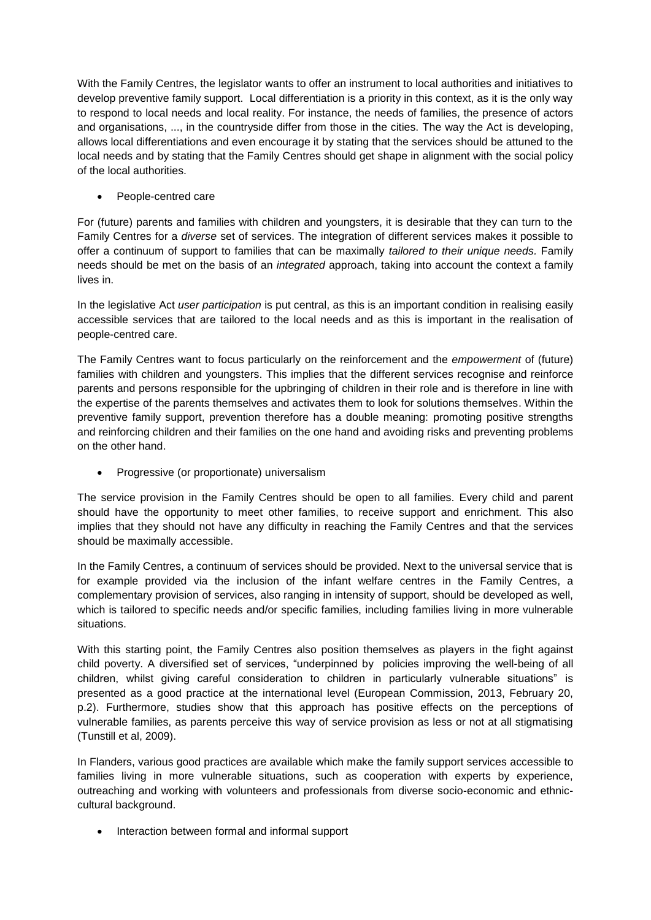With the Family Centres, the legislator wants to offer an instrument to local authorities and initiatives to develop preventive family support. Local differentiation is a priority in this context, as it is the only way to respond to local needs and local reality. For instance, the needs of families, the presence of actors and organisations, ..., in the countryside differ from those in the cities. The way the Act is developing, allows local differentiations and even encourage it by stating that the services should be attuned to the local needs and by stating that the Family Centres should get shape in alignment with the social policy of the local authorities.

- People-centred care

For (future) parents and families with children and youngsters, it is desirable that they can turn to the Family Centres for a *diverse* set of services. The integration of different services makes it possible to offer a continuum of support to families that can be maximally *tailored to their unique needs.* Family needs should be met on the basis of an *integrated* approach, taking into account the context a family lives in.

In the legislative Act *user participation* is put central, as this is an important condition in realising easily accessible services that are tailored to the local needs and as this is important in the realisation of people-centred care.

The Family Centres want to focus particularly on the reinforcement and the *empowerment* of (future) families with children and youngsters. This implies that the different services recognise and reinforce parents and persons responsible for the upbringing of children in their role and is therefore in line with the expertise of the parents themselves and activates them to look for solutions themselves. Within the preventive family support, prevention therefore has a double meaning: promoting positive strengths and reinforcing children and their families on the one hand and avoiding risks and preventing problems on the other hand.

- Progressive (or proportionate) universalism

The service provision in the Family Centres should be open to all families. Every child and parent should have the opportunity to meet other families, to receive support and enrichment. This also implies that they should not have any difficulty in reaching the Family Centres and that the services should be maximally accessible.

In the Family Centres, a continuum of services should be provided. Next to the universal service that is for example provided via the inclusion of the infant welfare centres in the Family Centres, a complementary provision of services, also ranging in intensity of support, should be developed as well, which is tailored to specific needs and/or specific families, including families living in more vulnerable situations.

With this starting point, the Family Centres also position themselves as players in the fight against child poverty. A diversified set of services, "underpinned by policies improving the well-being of all children, whilst giving careful consideration to children in particularly vulnerable situations" is presented as a good practice at the international level (European Commission, 2013, February 20, p.2). Furthermore, studies show that this approach has positive effects on the perceptions of vulnerable families, as parents perceive this way of service provision as less or not at all stigmatising (Tunstill et al, 2009).

In Flanders, various good practices are available which make the family support services accessible to families living in more vulnerable situations, such as cooperation with experts by experience, outreaching and working with volunteers and professionals from diverse socio-economic and ethnic-cultural background.

- Interaction between formal and informal support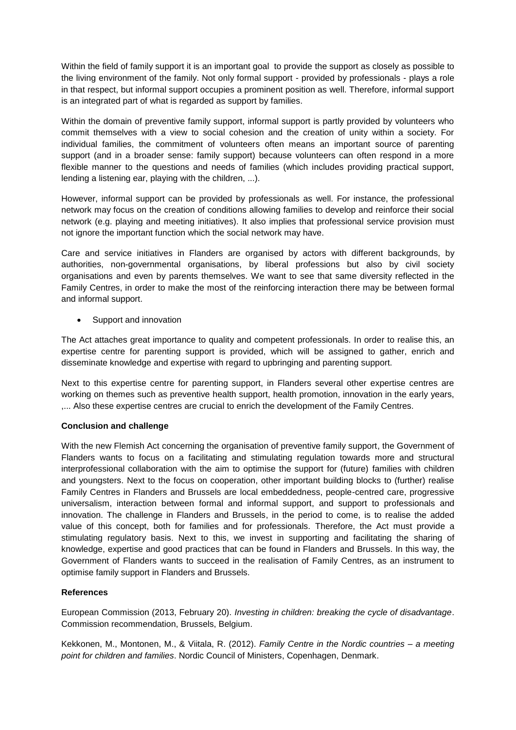Within the field of family support it is an important goal to provide the support as closely as possible to the living environment of the family. Not only formal support - provided by professionals - plays a role in that respect, but informal support occupies a prominent position as well. Therefore, informal support is an integrated part of what is regarded as support by families.

Within the domain of preventive family support, informal support is partly provided by volunteers who commit themselves with a view to social cohesion and the creation of unity within a society. For individual families, the commitment of volunteers often means an important source of parenting support (and in a broader sense: family support) because volunteers can often respond in a more flexible manner to the questions and needs of families (which includes providing practical support, lending a listening ear, playing with the children, ...).

However, informal support can be provided by professionals as well. For instance, the professional network may focus on the creation of conditions allowing families to develop and reinforce their social network (e.g. playing and meeting initiatives). It also implies that professional service provision must not ignore the important function which the social network may have.

Care and service initiatives in Flanders are organised by actors with different backgrounds, by authorities, non-governmental organisations, by liberal professions but also by civil society organisations and even by parents themselves. We want to see that same diversity reflected in the Family Centres, in order to make the most of the reinforcing interaction there may be between formal and informal support.

- Support and innovation

The Act attaches great importance to quality and competent professionals. In order to realise this, an expertise centre for parenting support is provided, which will be assigned to gather, enrich and disseminate knowledge and expertise with regard to upbringing and parenting support.

Next to this expertise centre for parenting support, in Flanders several other expertise centres are working on themes such as preventive health support, health promotion, innovation in the early years, ,... Also these expertise centres are crucial to enrich the development of the Family Centres.

**Conclusion and challenge**

With the new Flemish Act concerning the organisation of preventive family support, the Government of Flanders wants to focus on a facilitating and stimulating regulation towards more and structural interprofessional collaboration with the aim to optimise the support for (future) families with children and youngsters. Next to the focus on cooperation, other important building blocks to (further) realise Family Centres in Flanders and Brussels are local embeddedness, people-centred care, progressive universalism, interaction between formal and informal support, and support to professionals and innovation. The challenge in Flanders and Brussels, in the period to come, is to realise the added value of this concept, both for families and for professionals. Therefore, the Act must provide a stimulating regulatory basis. Next to this, we invest in supporting and facilitating the sharing of knowledge, expertise and good practices that can be found in Flanders and Brussels. In this way, the Government of Flanders wants to succeed in the realisation of Family Centres, as an instrument to optimise family support in Flanders and Brussels.

**References**

European Commission (2013, February 20). *Investing in children: breaking the cycle of disadvantage*. Commission recommendation, Brussels, Belgium.

Kekkonen, M., Montonen, M., & Viitala, R. (2012). *Family Centre in the Nordic countries – a meeting point for children and families*. Nordic Council of Ministers, Copenhagen, Denmark.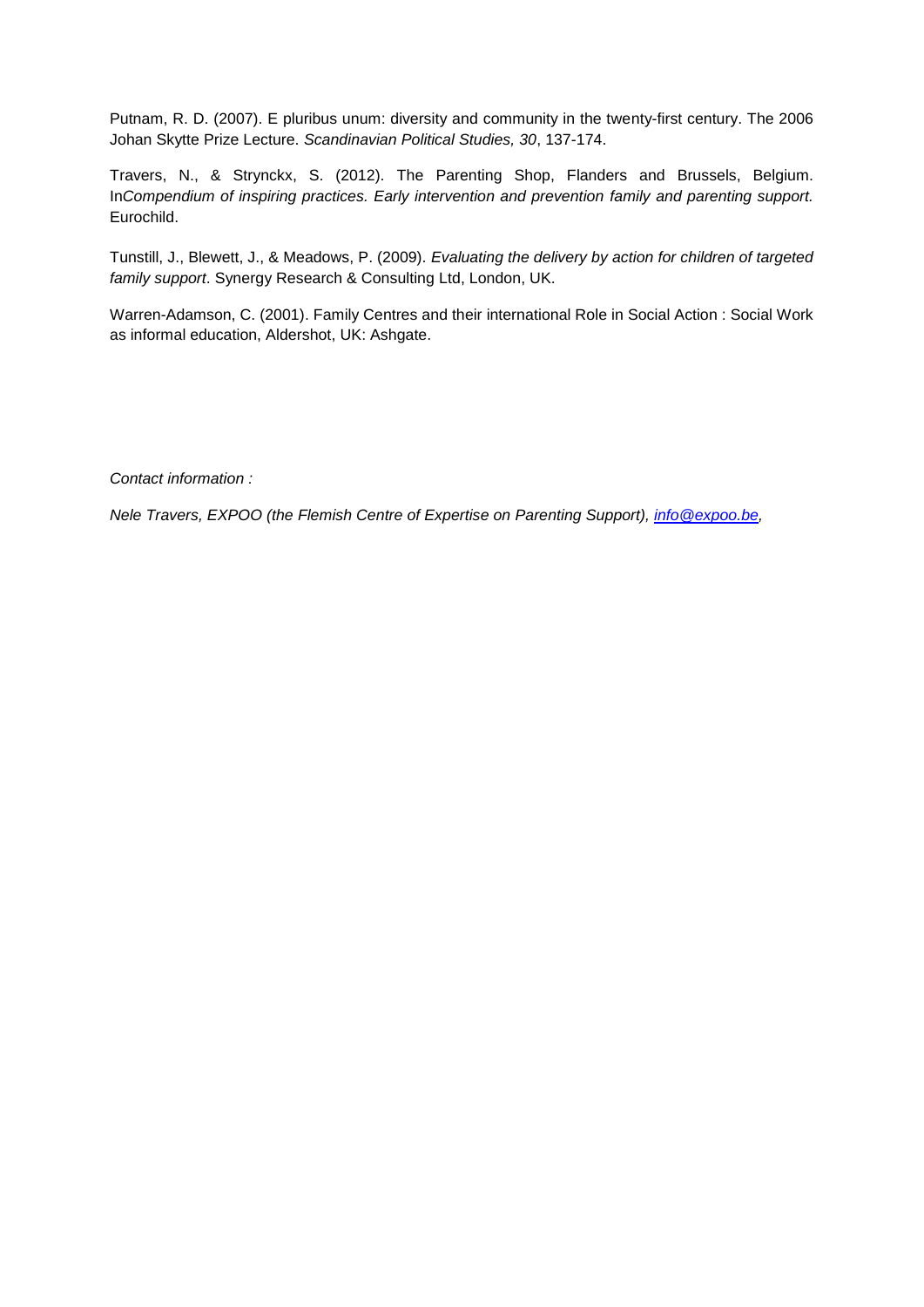Putnam, R. D. (2007). E pluribus unum: diversity and community in the twenty-first century. The 2006 Johan Skytte Prize Lecture. *Scandinavian Political Studies, 30*, 137-174.

Travers, N., & Strynckx, S. (2012). The Parenting Shop, Flanders and Brussels, Belgium. In*Compendium of inspiring practices. Early intervention and prevention family and parenting support.* Eurochild.

Tunstill, J., Blewett, J., & Meadows, P. (2009). *Evaluating the delivery by action for children of targeted family support*. Synergy Research & Consulting Ltd, London, UK.

Warren-Adamson, C. (2001). Family Centres and their international Role in Social Action : Social Work as informal education, Aldershot, UK: Ashgate.

*Contact information :*

*Nele Travers, EXPOO (the Flemish Centre of Expertise on Parenting Support), info@expoo.be,*